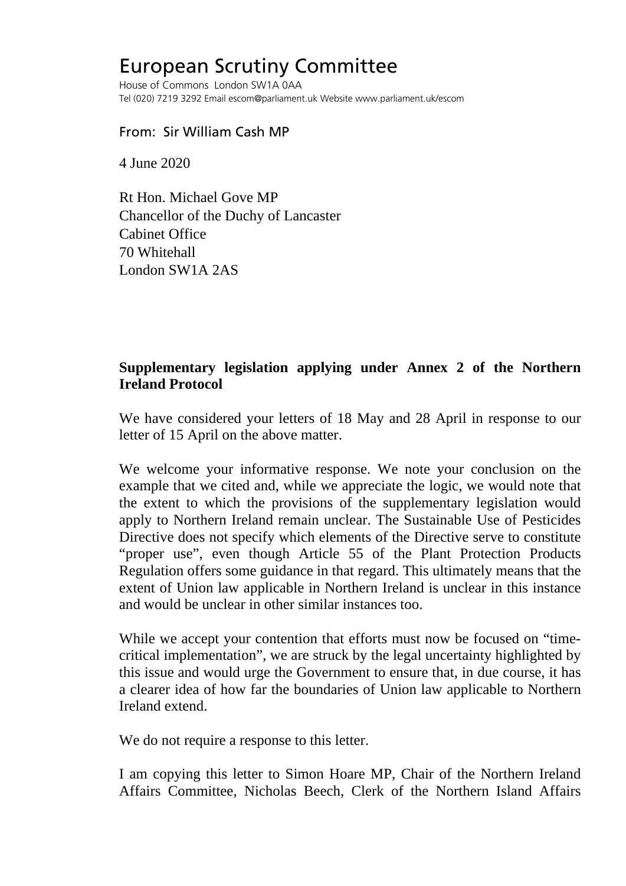# European Scrutiny Committee

House of Commons London SW1A 0AA
Tel (020) 7219 3292 Email escom@parliament.uk Website www.parliament.uk/escom

From: Sir William Cash MP

4 June 2020

Rt Hon. Michael Gove MP
Chancellor of the Duchy of Lancaster
Cabinet Office
70 Whitehall
London SW1A 2AS

**Supplementary legislation applying under Annex 2 of the Northern Ireland Protocol**

We have considered your letters of 18 May and 28 April in response to our letter of 15 April on the above matter.

We welcome your informative response. We note your conclusion on the example that we cited and, while we appreciate the logic, we would note that the extent to which the provisions of the supplementary legislation would apply to Northern Ireland remain unclear. The Sustainable Use of Pesticides Directive does not specify which elements of the Directive serve to constitute "proper use", even though Article 55 of the Plant Protection Products Regulation offers some guidance in that regard. This ultimately means that the extent of Union law applicable in Northern Ireland is unclear in this instance and would be unclear in other similar instances too.

While we accept your contention that efforts must now be focused on "time-critical implementation", we are struck by the legal uncertainty highlighted by this issue and would urge the Government to ensure that, in due course, it has a clearer idea of how far the boundaries of Union law applicable to Northern Ireland extend.

We do not require a response to this letter.

I am copying this letter to Simon Hoare MP, Chair of the Northern Ireland Affairs Committee, Nicholas Beech, Clerk of the Northern Island Affairs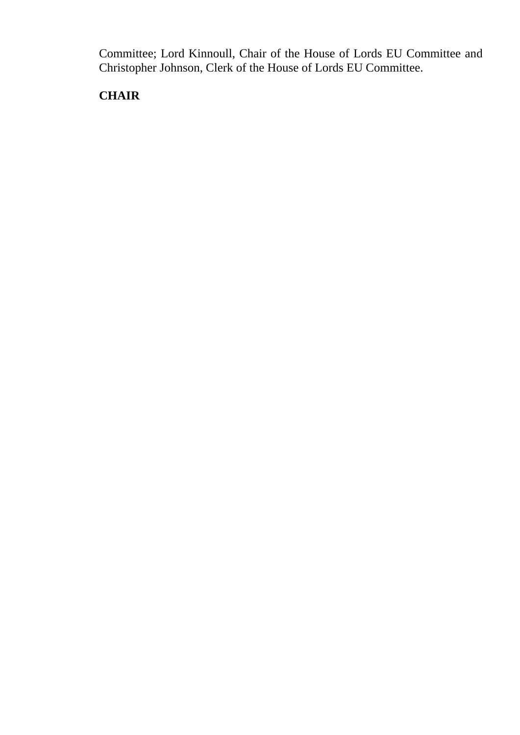Committee; Lord Kinnoull, Chair of the House of Lords EU Committee and Christopher Johnson, Clerk of the House of Lords EU Committee.

**CHAIR**